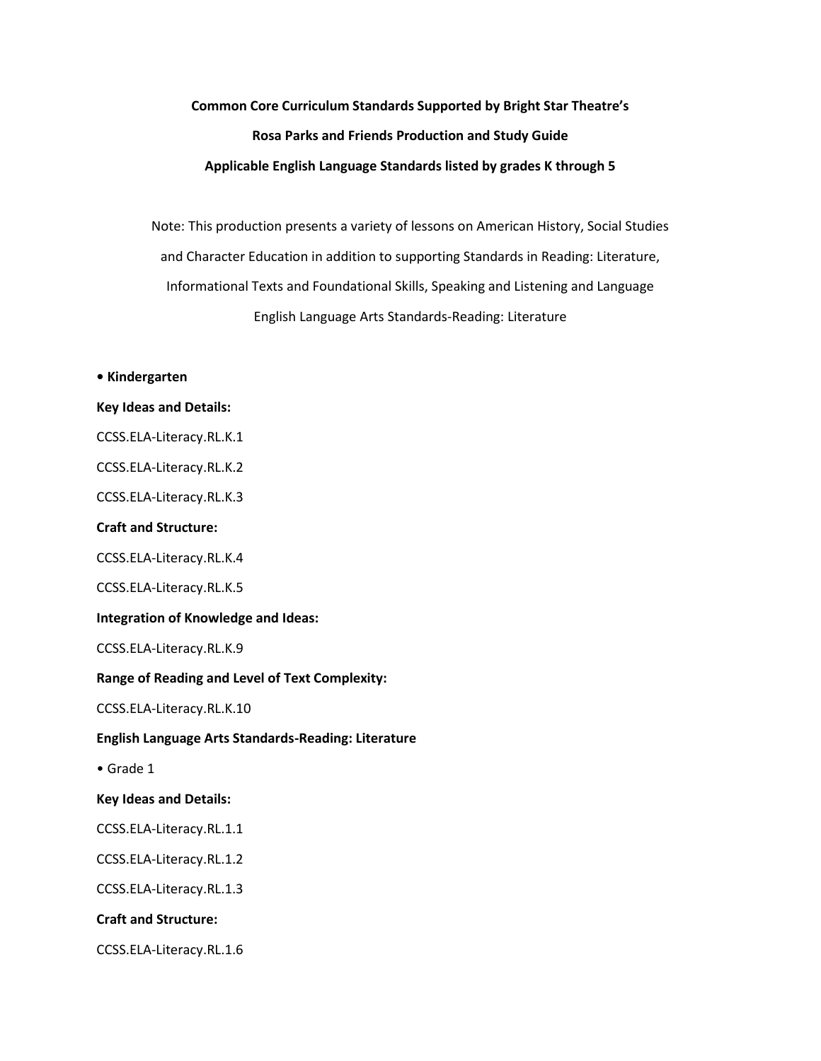**Common Core Curriculum Standards Supported by Bright Star Theatre's**

**Rosa Parks and Friends Production and Study Guide**

**Applicable English Language Standards listed by grades K through 5**

Note: This production presents a variety of lessons on American History, Social Studies and Character Education in addition to supporting Standards in Reading: Literature, Informational Texts and Foundational Skills, Speaking and Listening and Language

English Language Arts Standards-Reading: Literature

- **Kindergarten**

**Key Ideas and Details:**

CCSS.ELA-Literacy.RL.K.1

CCSS.ELA-Literacy.RL.K.2

CCSS.ELA-Literacy.RL.K.3

**Craft and Structure:**

CCSS.ELA-Literacy.RL.K.4

CCSS.ELA-Literacy.RL.K.5

**Integration of Knowledge and Ideas:**

CCSS.ELA-Literacy.RL.K.9

**Range of Reading and Level of Text Complexity:**

CCSS.ELA-Literacy.RL.K.10

**English Language Arts Standards-Reading: Literature**

- Grade 1

**Key Ideas and Details:**

CCSS.ELA-Literacy.RL.1.1

CCSS.ELA-Literacy.RL.1.2

CCSS.ELA-Literacy.RL.1.3

**Craft and Structure:**

CCSS.ELA-Literacy.RL.1.6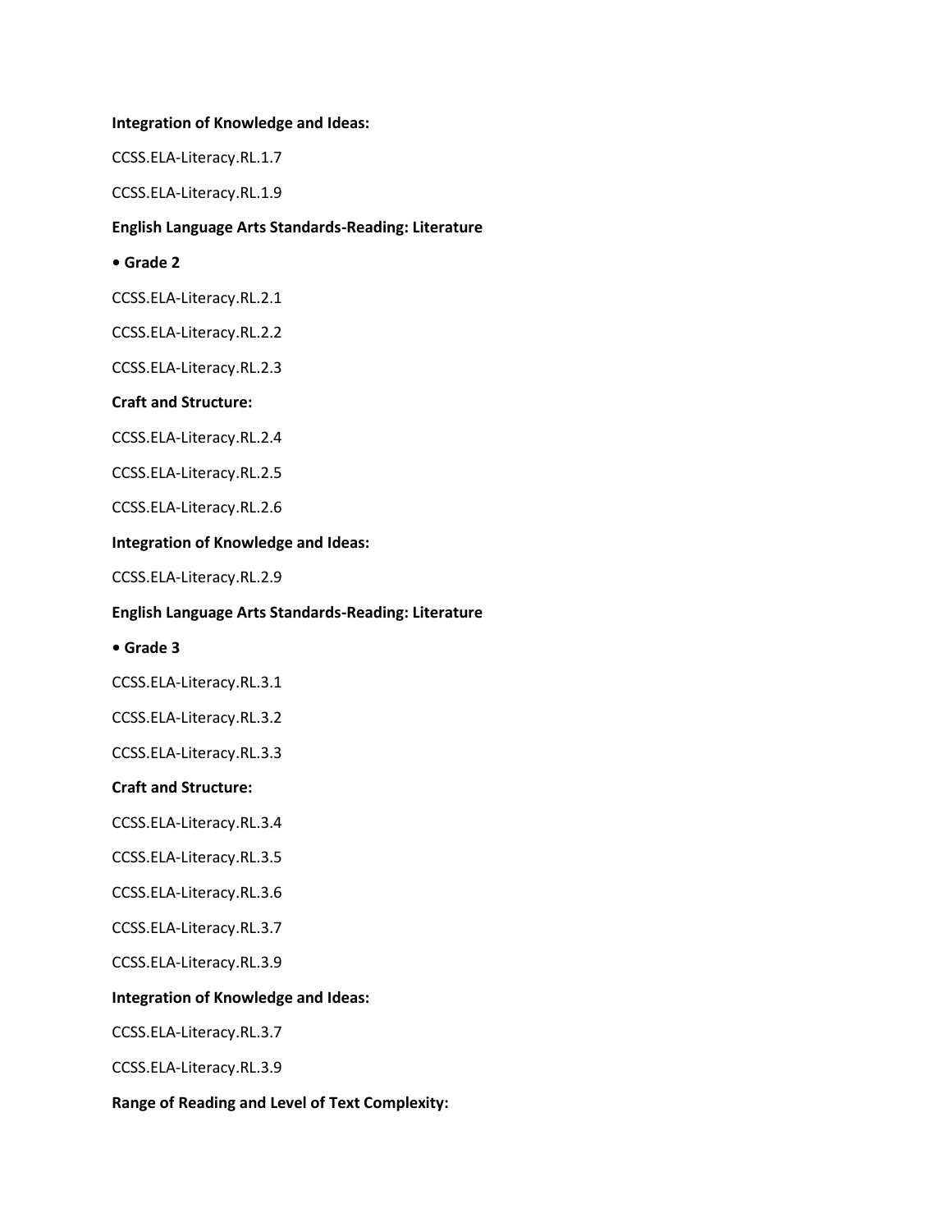**Integration of Knowledge and Ideas:**

CCSS.ELA-Literacy.RL.1.7

CCSS.ELA-Literacy.RL.1.9

**English Language Arts Standards-Reading: Literature**

• **Grade 2**

CCSS.ELA-Literacy.RL.2.1

CCSS.ELA-Literacy.RL.2.2

CCSS.ELA-Literacy.RL.2.3

**Craft and Structure:**

CCSS.ELA-Literacy.RL.2.4

CCSS.ELA-Literacy.RL.2.5

CCSS.ELA-Literacy.RL.2.6

**Integration of Knowledge and Ideas:**

CCSS.ELA-Literacy.RL.2.9

**English Language Arts Standards-Reading: Literature**

• **Grade 3**

CCSS.ELA-Literacy.RL.3.1

CCSS.ELA-Literacy.RL.3.2

CCSS.ELA-Literacy.RL.3.3

**Craft and Structure:**

CCSS.ELA-Literacy.RL.3.4

CCSS.ELA-Literacy.RL.3.5

CCSS.ELA-Literacy.RL.3.6

CCSS.ELA-Literacy.RL.3.7

CCSS.ELA-Literacy.RL.3.9

**Integration of Knowledge and Ideas:**

CCSS.ELA-Literacy.RL.3.7

CCSS.ELA-Literacy.RL.3.9

**Range of Reading and Level of Text Complexity:**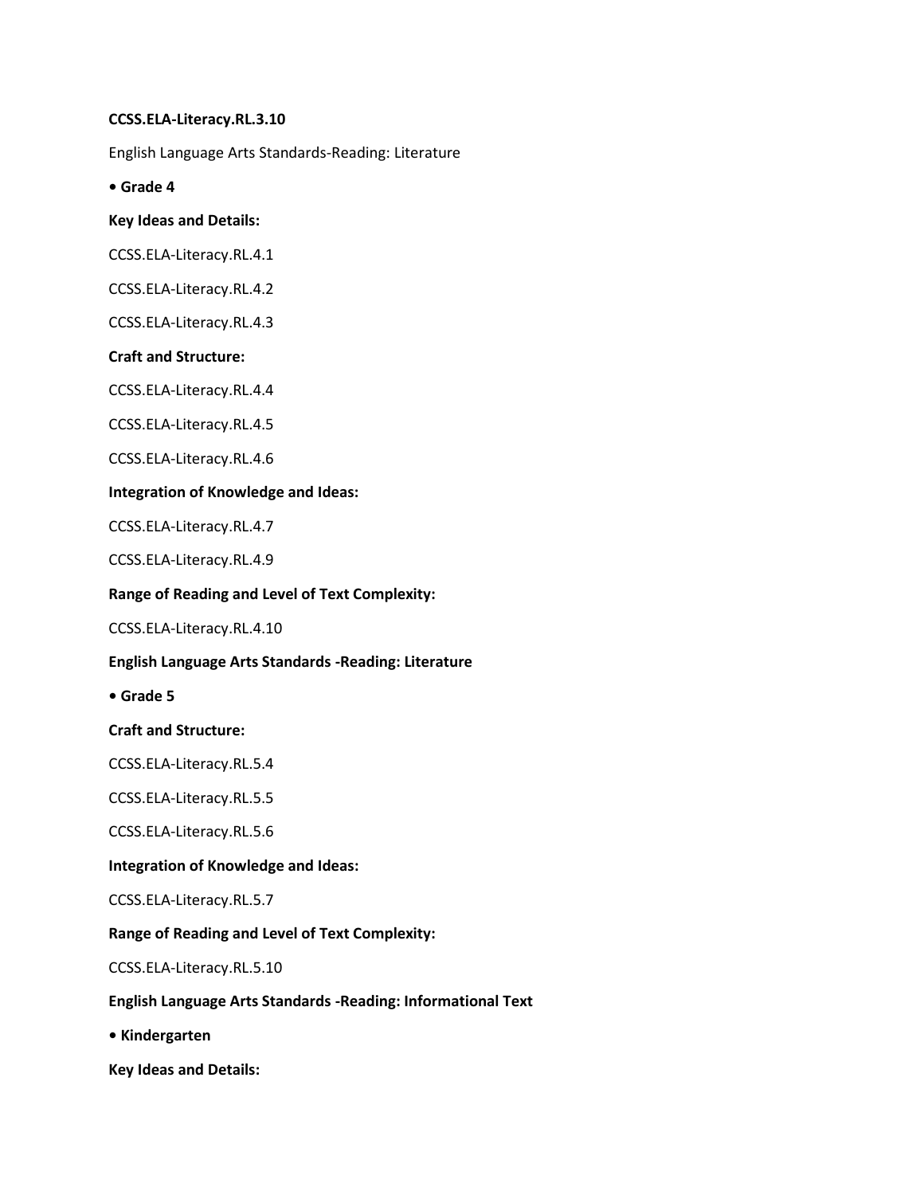**CCSS.ELA-Literacy.RL.3.10**

English Language Arts Standards-Reading: Literature

- **Grade 4**

**Key Ideas and Details:**

CCSS.ELA-Literacy.RL.4.1

CCSS.ELA-Literacy.RL.4.2

CCSS.ELA-Literacy.RL.4.3

**Craft and Structure:**

CCSS.ELA-Literacy.RL.4.4

CCSS.ELA-Literacy.RL.4.5

CCSS.ELA-Literacy.RL.4.6

**Integration of Knowledge and Ideas:**

CCSS.ELA-Literacy.RL.4.7

CCSS.ELA-Literacy.RL.4.9

**Range of Reading and Level of Text Complexity:**

CCSS.ELA-Literacy.RL.4.10

**English Language Arts Standards -Reading: Literature**

- **Grade 5**

**Craft and Structure:**

CCSS.ELA-Literacy.RL.5.4

CCSS.ELA-Literacy.RL.5.5

CCSS.ELA-Literacy.RL.5.6

**Integration of Knowledge and Ideas:**

CCSS.ELA-Literacy.RL.5.7

**Range of Reading and Level of Text Complexity:**

CCSS.ELA-Literacy.RL.5.10

**English Language Arts Standards -Reading: Informational Text**

- **Kindergarten**

**Key Ideas and Details:**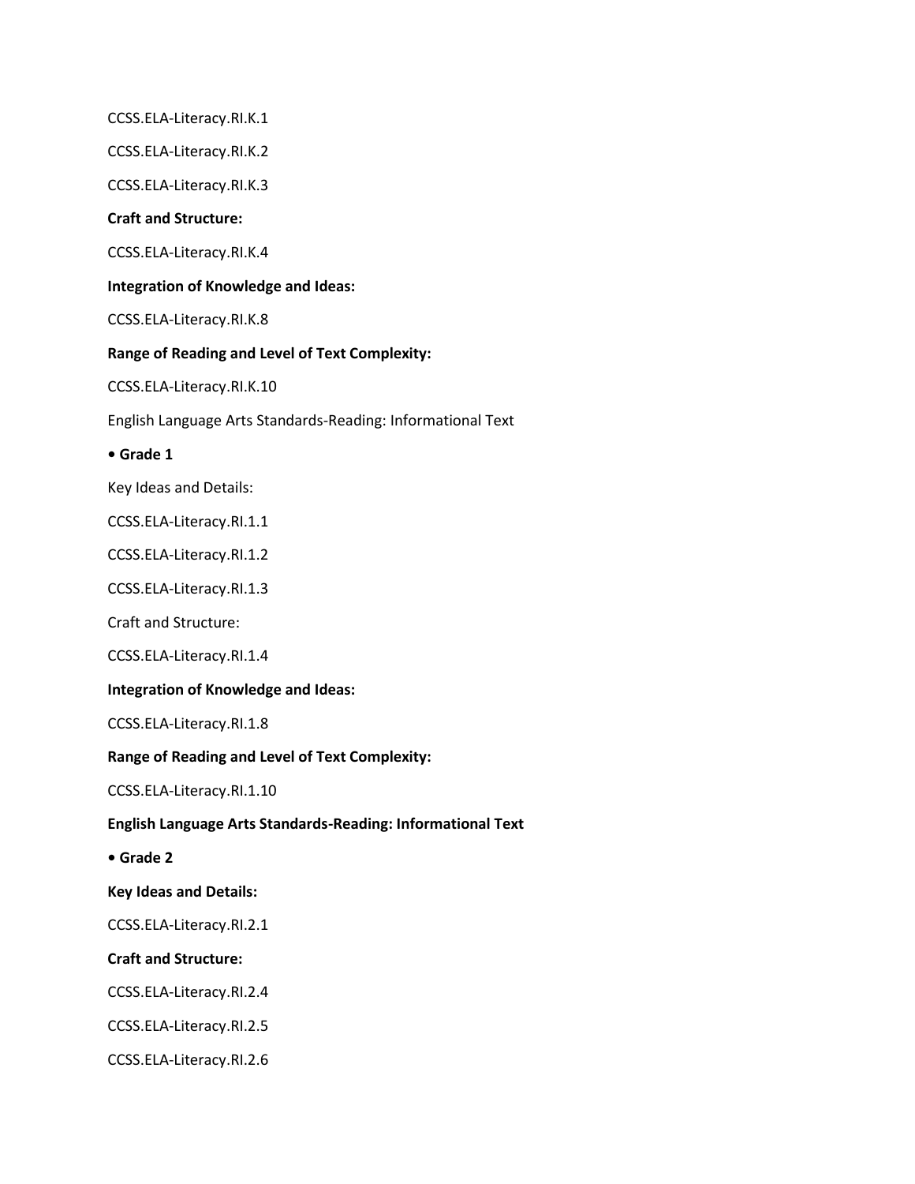CCSS.ELA-Literacy.RI.K.1

CCSS.ELA-Literacy.RI.K.2

CCSS.ELA-Literacy.RI.K.3

**Craft and Structure:**

CCSS.ELA-Literacy.RI.K.4

**Integration of Knowledge and Ideas:**

CCSS.ELA-Literacy.RI.K.8

**Range of Reading and Level of Text Complexity:**

CCSS.ELA-Literacy.RI.K.10

English Language Arts Standards-Reading: Informational Text

- **Grade 1**

Key Ideas and Details:

CCSS.ELA-Literacy.RI.1.1

CCSS.ELA-Literacy.RI.1.2

CCSS.ELA-Literacy.RI.1.3

Craft and Structure:

CCSS.ELA-Literacy.RI.1.4

**Integration of Knowledge and Ideas:**

CCSS.ELA-Literacy.RI.1.8

**Range of Reading and Level of Text Complexity:**

CCSS.ELA-Literacy.RI.1.10

**English Language Arts Standards-Reading: Informational Text**

- **Grade 2**

**Key Ideas and Details:**

CCSS.ELA-Literacy.RI.2.1

**Craft and Structure:**

CCSS.ELA-Literacy.RI.2.4

CCSS.ELA-Literacy.RI.2.5

CCSS.ELA-Literacy.RI.2.6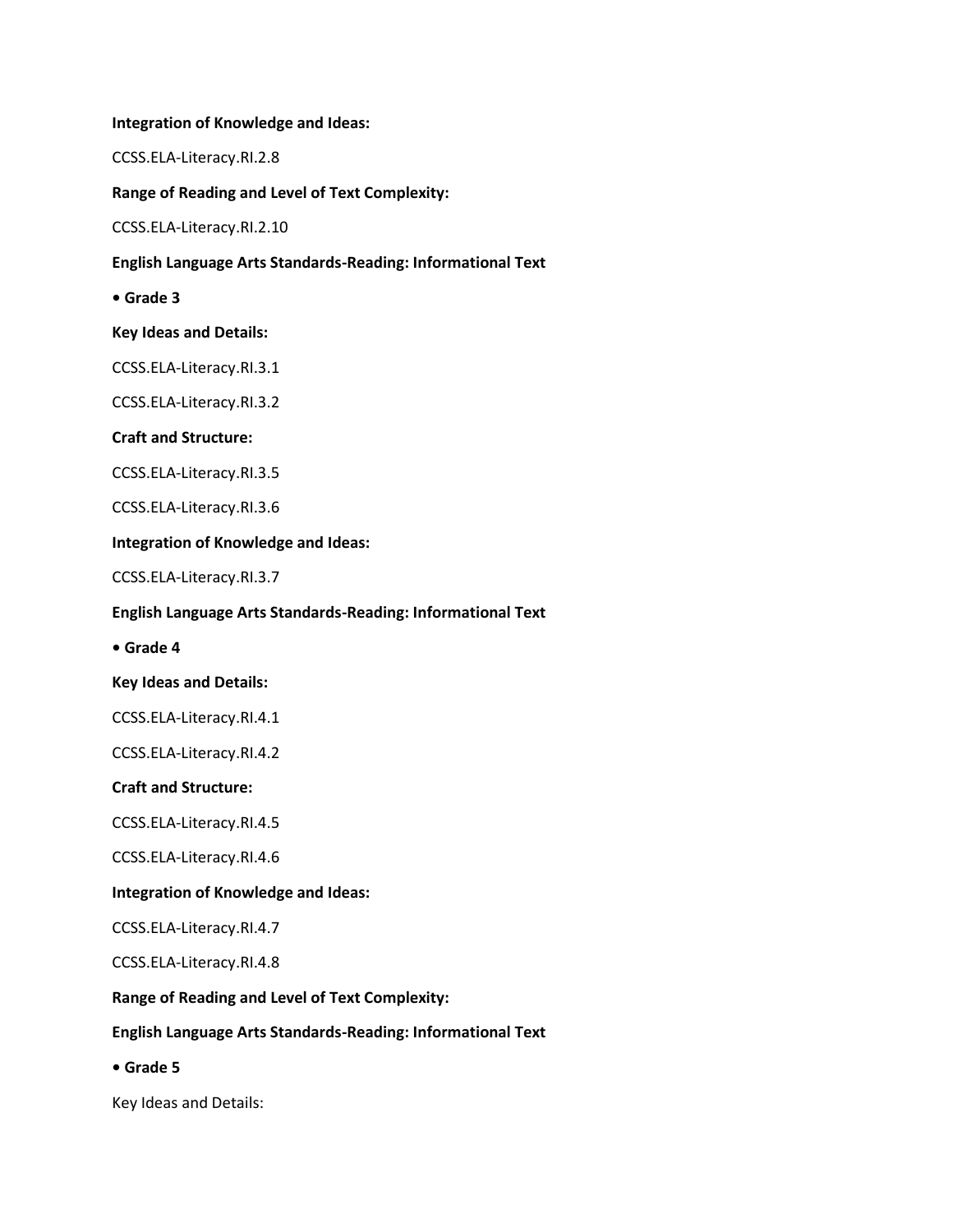**Integration of Knowledge and Ideas:**

CCSS.ELA-Literacy.RI.2.8

**Range of Reading and Level of Text Complexity:**

CCSS.ELA-Literacy.RI.2.10

**English Language Arts Standards-Reading: Informational Text**

**• Grade 3**

**Key Ideas and Details:**

CCSS.ELA-Literacy.RI.3.1

CCSS.ELA-Literacy.RI.3.2

**Craft and Structure:**

CCSS.ELA-Literacy.RI.3.5

CCSS.ELA-Literacy.RI.3.6

**Integration of Knowledge and Ideas:**

CCSS.ELA-Literacy.RI.3.7

**English Language Arts Standards-Reading: Informational Text**

**• Grade 4**

**Key Ideas and Details:**

CCSS.ELA-Literacy.RI.4.1

CCSS.ELA-Literacy.RI.4.2

**Craft and Structure:**

CCSS.ELA-Literacy.RI.4.5

CCSS.ELA-Literacy.RI.4.6

**Integration of Knowledge and Ideas:**

CCSS.ELA-Literacy.RI.4.7

CCSS.ELA-Literacy.RI.4.8

**Range of Reading and Level of Text Complexity:**

**English Language Arts Standards-Reading: Informational Text**

**• Grade 5**

Key Ideas and Details: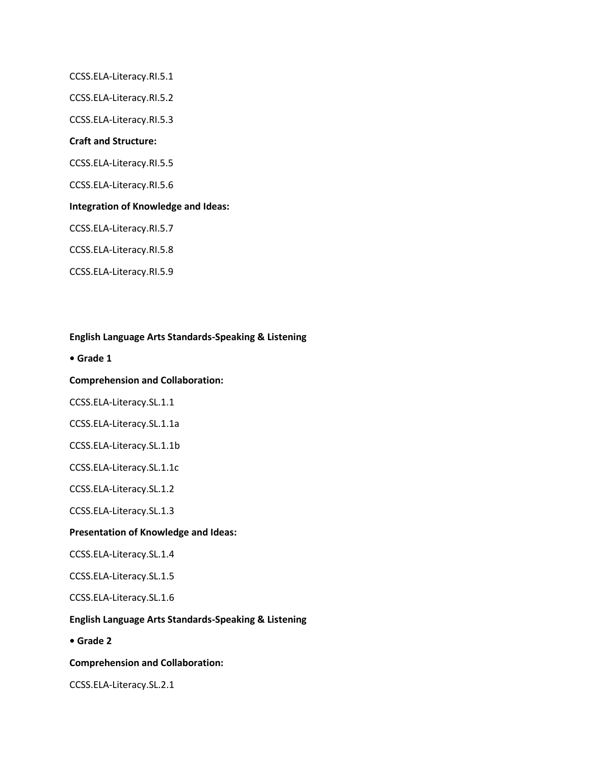CCSS.ELA-Literacy.RI.5.1

CCSS.ELA-Literacy.RI.5.2

CCSS.ELA-Literacy.RI.5.3

**Craft and Structure:**

CCSS.ELA-Literacy.RI.5.5

CCSS.ELA-Literacy.RI.5.6

**Integration of Knowledge and Ideas:**

CCSS.ELA-Literacy.RI.5.7

CCSS.ELA-Literacy.RI.5.8

CCSS.ELA-Literacy.RI.5.9

**English Language Arts Standards-Speaking & Listening**

**• Grade 1**

**Comprehension and Collaboration:**

CCSS.ELA-Literacy.SL.1.1

CCSS.ELA-Literacy.SL.1.1a

CCSS.ELA-Literacy.SL.1.1b

CCSS.ELA-Literacy.SL.1.1c

CCSS.ELA-Literacy.SL.1.2

CCSS.ELA-Literacy.SL.1.3

**Presentation of Knowledge and Ideas:**

CCSS.ELA-Literacy.SL.1.4

CCSS.ELA-Literacy.SL.1.5

CCSS.ELA-Literacy.SL.1.6

**English Language Arts Standards-Speaking & Listening**

**• Grade 2**

**Comprehension and Collaboration:**

CCSS.ELA-Literacy.SL.2.1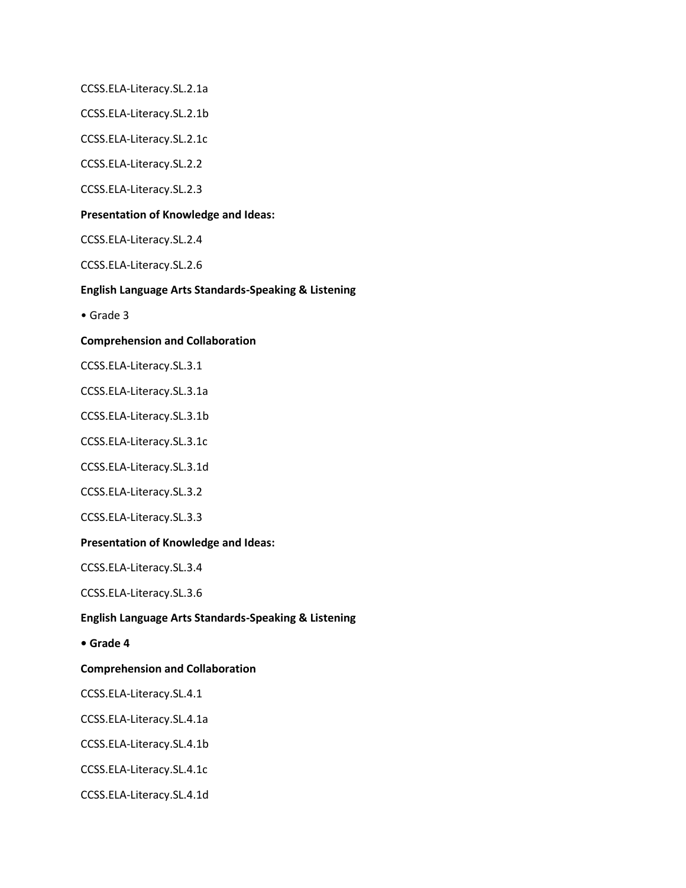CCSS.ELA-Literacy.SL.2.1a

CCSS.ELA-Literacy.SL.2.1b

CCSS.ELA-Literacy.SL.2.1c

CCSS.ELA-Literacy.SL.2.2

CCSS.ELA-Literacy.SL.2.3

**Presentation of Knowledge and Ideas:**

CCSS.ELA-Literacy.SL.2.4

CCSS.ELA-Literacy.SL.2.6

**English Language Arts Standards-Speaking & Listening**

• Grade 3

**Comprehension and Collaboration**

CCSS.ELA-Literacy.SL.3.1

CCSS.ELA-Literacy.SL.3.1a

CCSS.ELA-Literacy.SL.3.1b

CCSS.ELA-Literacy.SL.3.1c

CCSS.ELA-Literacy.SL.3.1d

CCSS.ELA-Literacy.SL.3.2

CCSS.ELA-Literacy.SL.3.3

**Presentation of Knowledge and Ideas:**

CCSS.ELA-Literacy.SL.3.4

CCSS.ELA-Literacy.SL.3.6

**English Language Arts Standards-Speaking & Listening**

**• Grade 4**

**Comprehension and Collaboration**

CCSS.ELA-Literacy.SL.4.1

CCSS.ELA-Literacy.SL.4.1a

CCSS.ELA-Literacy.SL.4.1b

CCSS.ELA-Literacy.SL.4.1c

CCSS.ELA-Literacy.SL.4.1d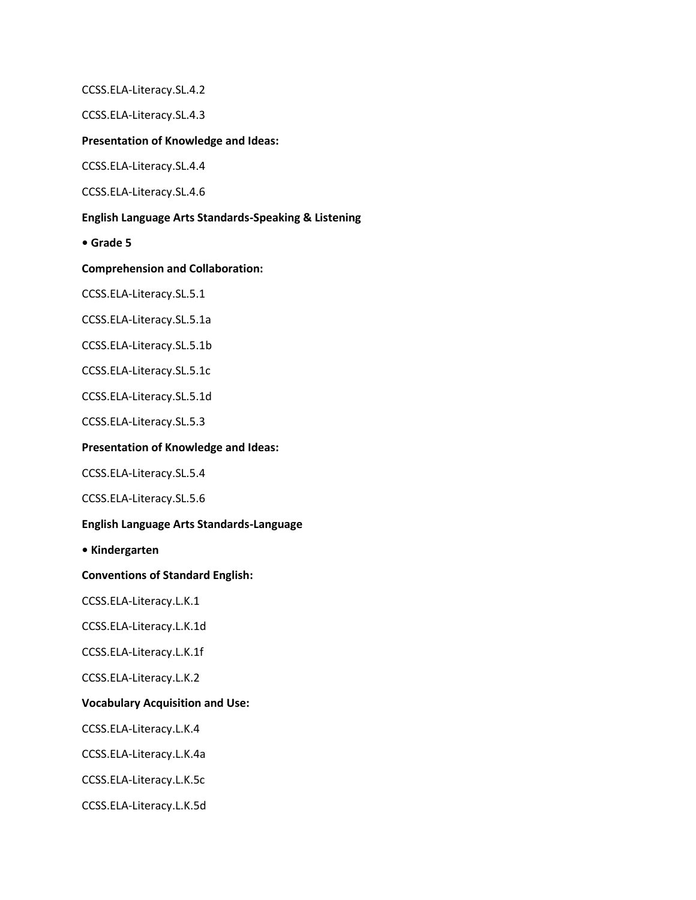CCSS.ELA-Literacy.SL.4.2

CCSS.ELA-Literacy.SL.4.3

**Presentation of Knowledge and Ideas:**

CCSS.ELA-Literacy.SL.4.4

CCSS.ELA-Literacy.SL.4.6

**English Language Arts Standards-Speaking & Listening**

**• Grade 5**

**Comprehension and Collaboration:**

CCSS.ELA-Literacy.SL.5.1

CCSS.ELA-Literacy.SL.5.1a

CCSS.ELA-Literacy.SL.5.1b

CCSS.ELA-Literacy.SL.5.1c

CCSS.ELA-Literacy.SL.5.1d

CCSS.ELA-Literacy.SL.5.3

**Presentation of Knowledge and Ideas:**

CCSS.ELA-Literacy.SL.5.4

CCSS.ELA-Literacy.SL.5.6

**English Language Arts Standards-Language**

**• Kindergarten**

**Conventions of Standard English:**

CCSS.ELA-Literacy.L.K.1

CCSS.ELA-Literacy.L.K.1d

CCSS.ELA-Literacy.L.K.1f

CCSS.ELA-Literacy.L.K.2

**Vocabulary Acquisition and Use:**

CCSS.ELA-Literacy.L.K.4

CCSS.ELA-Literacy.L.K.4a

CCSS.ELA-Literacy.L.K.5c

CCSS.ELA-Literacy.L.K.5d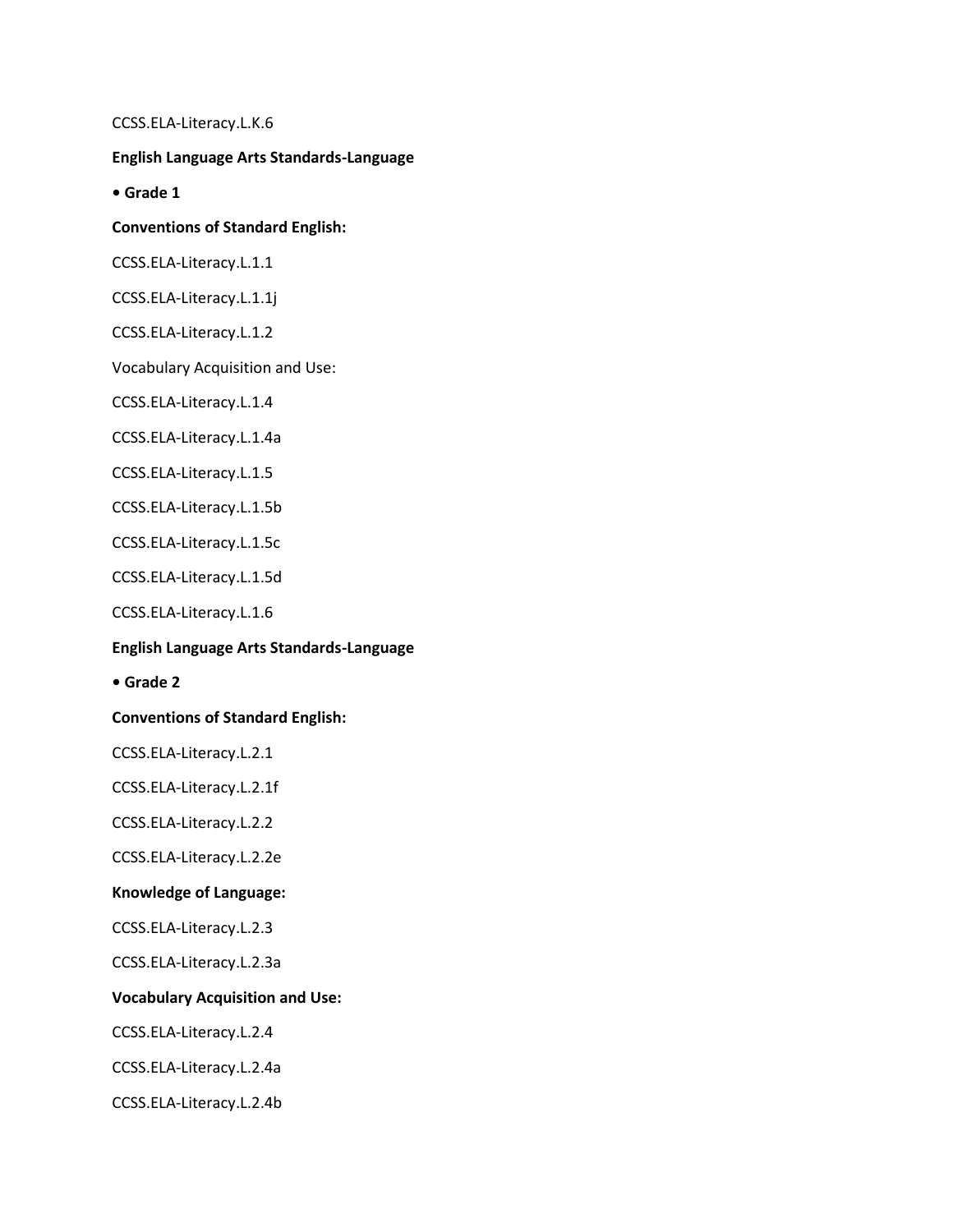CCSS.ELA-Literacy.L.K.6

**English Language Arts Standards-Language**

**• Grade 1**

**Conventions of Standard English:**

CCSS.ELA-Literacy.L.1.1

CCSS.ELA-Literacy.L.1.1j

CCSS.ELA-Literacy.L.1.2

Vocabulary Acquisition and Use:

CCSS.ELA-Literacy.L.1.4

CCSS.ELA-Literacy.L.1.4a

CCSS.ELA-Literacy.L.1.5

CCSS.ELA-Literacy.L.1.5b

CCSS.ELA-Literacy.L.1.5c

CCSS.ELA-Literacy.L.1.5d

CCSS.ELA-Literacy.L.1.6

**English Language Arts Standards-Language**

**• Grade 2**

**Conventions of Standard English:**

CCSS.ELA-Literacy.L.2.1

CCSS.ELA-Literacy.L.2.1f

CCSS.ELA-Literacy.L.2.2

CCSS.ELA-Literacy.L.2.2e

**Knowledge of Language:**

CCSS.ELA-Literacy.L.2.3

CCSS.ELA-Literacy.L.2.3a

**Vocabulary Acquisition and Use:**

CCSS.ELA-Literacy.L.2.4

CCSS.ELA-Literacy.L.2.4a

CCSS.ELA-Literacy.L.2.4b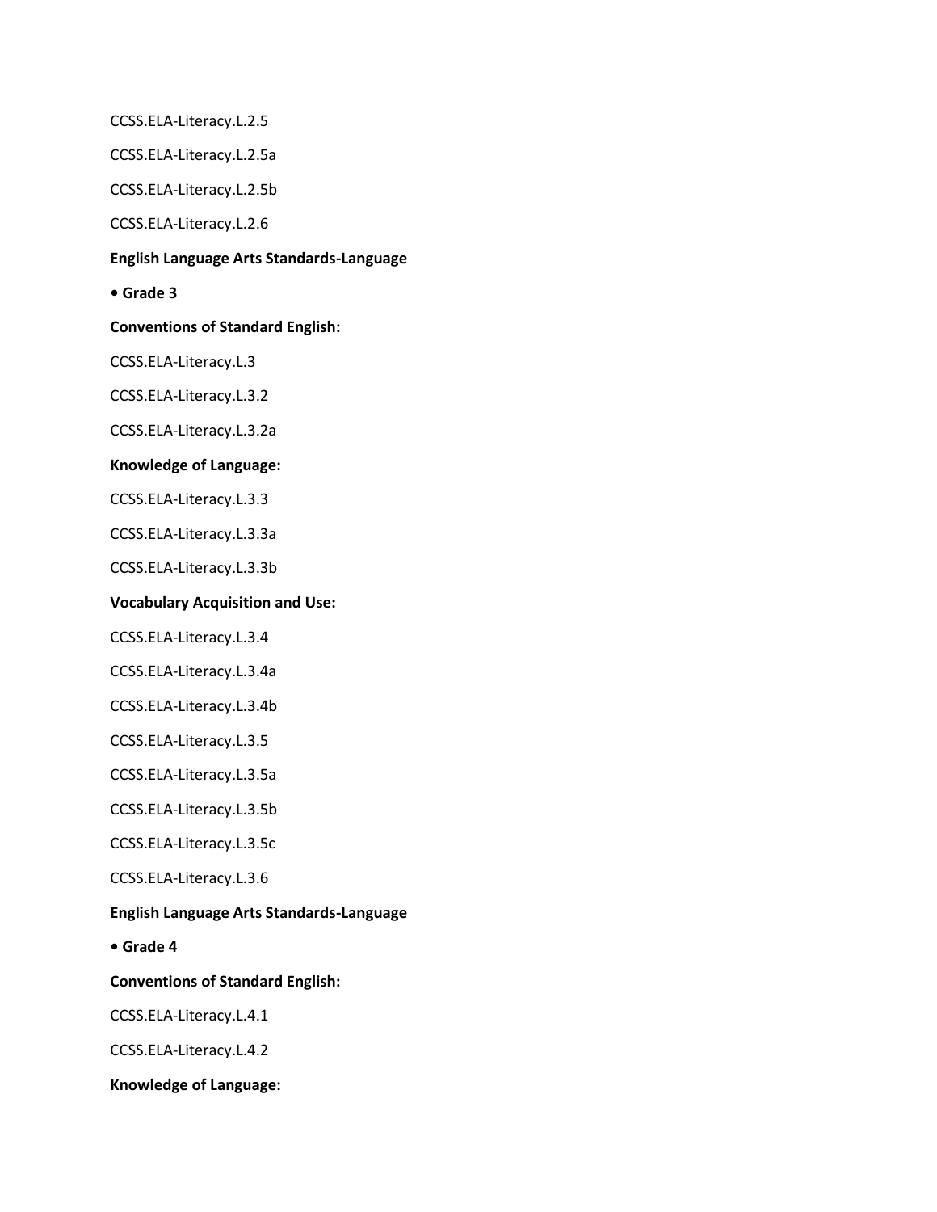CCSS.ELA-Literacy.L.2.5

CCSS.ELA-Literacy.L.2.5a

CCSS.ELA-Literacy.L.2.5b

CCSS.ELA-Literacy.L.2.6

**English Language Arts Standards-Language**

**• Grade 3**

**Conventions of Standard English:**

CCSS.ELA-Literacy.L.3

CCSS.ELA-Literacy.L.3.2

CCSS.ELA-Literacy.L.3.2a

**Knowledge of Language:**

CCSS.ELA-Literacy.L.3.3

CCSS.ELA-Literacy.L.3.3a

CCSS.ELA-Literacy.L.3.3b

**Vocabulary Acquisition and Use:**

CCSS.ELA-Literacy.L.3.4

CCSS.ELA-Literacy.L.3.4a

CCSS.ELA-Literacy.L.3.4b

CCSS.ELA-Literacy.L.3.5

CCSS.ELA-Literacy.L.3.5a

CCSS.ELA-Literacy.L.3.5b

CCSS.ELA-Literacy.L.3.5c

CCSS.ELA-Literacy.L.3.6

**English Language Arts Standards-Language**

**• Grade 4**

**Conventions of Standard English:**

CCSS.ELA-Literacy.L.4.1

CCSS.ELA-Literacy.L.4.2

**Knowledge of Language:**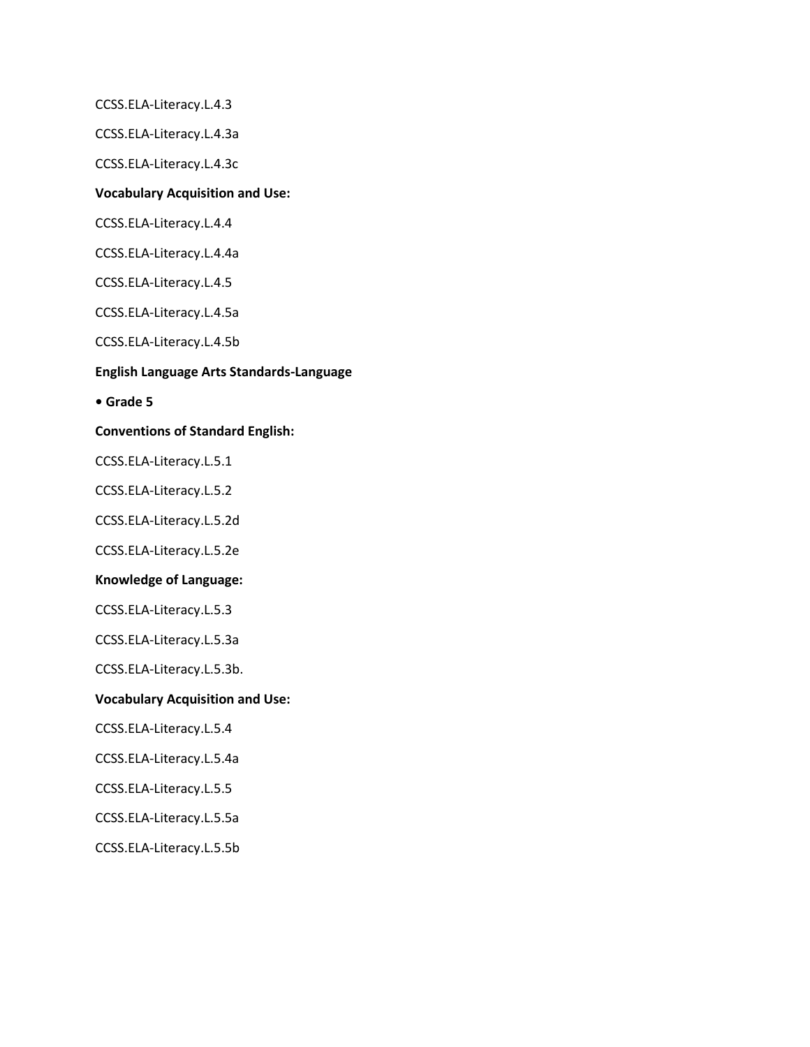CCSS.ELA-Literacy.L.4.3

CCSS.ELA-Literacy.L.4.3a

CCSS.ELA-Literacy.L.4.3c

**Vocabulary Acquisition and Use:**

CCSS.ELA-Literacy.L.4.4

CCSS.ELA-Literacy.L.4.4a

CCSS.ELA-Literacy.L.4.5

CCSS.ELA-Literacy.L.4.5a

CCSS.ELA-Literacy.L.4.5b

**English Language Arts Standards-Language**

- **Grade 5**

**Conventions of Standard English:**

CCSS.ELA-Literacy.L.5.1

CCSS.ELA-Literacy.L.5.2

CCSS.ELA-Literacy.L.5.2d

CCSS.ELA-Literacy.L.5.2e

**Knowledge of Language:**

CCSS.ELA-Literacy.L.5.3

CCSS.ELA-Literacy.L.5.3a

CCSS.ELA-Literacy.L.5.3b.

**Vocabulary Acquisition and Use:**

CCSS.ELA-Literacy.L.5.4

CCSS.ELA-Literacy.L.5.4a

CCSS.ELA-Literacy.L.5.5

CCSS.ELA-Literacy.L.5.5a

CCSS.ELA-Literacy.L.5.5b